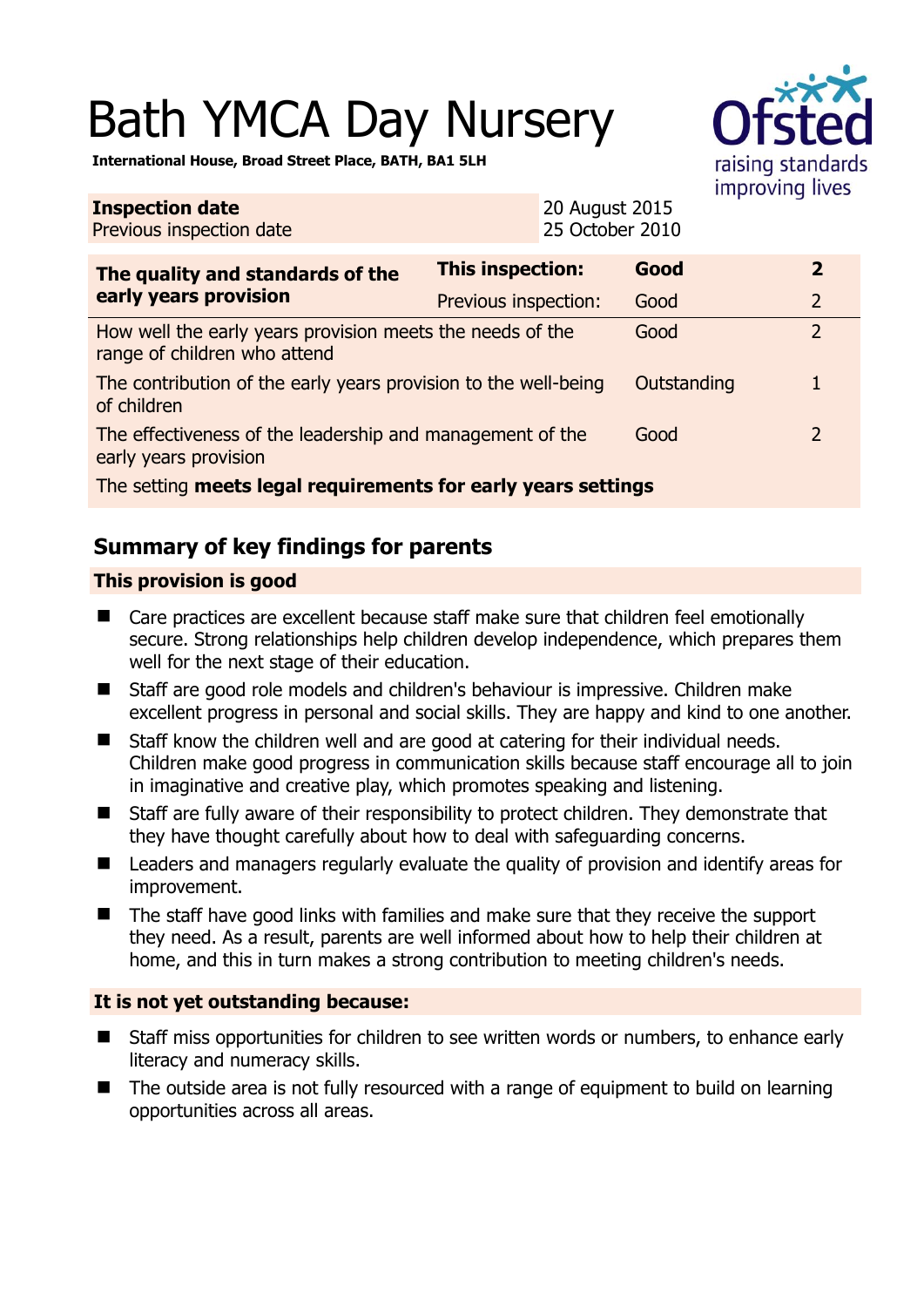# Bath YMCA Day Nursery

**International House, Broad Street Place, BATH, BA1 5LH**

| | |
|---|---|
| **Inspection date** | 20 August 2015 |
| Previous inspection date | 25 October 2010 |

| | | | |
|---|---|---|---|
| **The quality and standards of the early years provision** | **This inspection:** | **Good** | **2** |
| | Previous inspection: | Good | 2 |
| How well the early years provision meets the needs of the range of children who attend | | Good | 2 |
| The contribution of the early years provision to the well-being of children | | Outstanding | 1 |
| The effectiveness of the leadership and management of the early years provision | | Good | 2 |
| The setting **meets legal requirements for early years settings** | | | |

## Summary of key findings for parents

### This provision is good

- Care practices are excellent because staff make sure that children feel emotionally secure. Strong relationships help children develop independence, which prepares them well for the next stage of their education.
- Staff are good role models and children's behaviour is impressive. Children make excellent progress in personal and social skills. They are happy and kind to one another.
- Staff know the children well and are good at catering for their individual needs. Children make good progress in communication skills because staff encourage all to join in imaginative and creative play, which promotes speaking and listening.
- Staff are fully aware of their responsibility to protect children. They demonstrate that they have thought carefully about how to deal with safeguarding concerns.
- Leaders and managers regularly evaluate the quality of provision and identify areas for improvement.
- The staff have good links with families and make sure that they receive the support they need. As a result, parents are well informed about how to help their children at home, and this in turn makes a strong contribution to meeting children's needs.

### It is not yet outstanding because:

- Staff miss opportunities for children to see written words or numbers, to enhance early literacy and numeracy skills.
- The outside area is not fully resourced with a range of equipment to build on learning opportunities across all areas.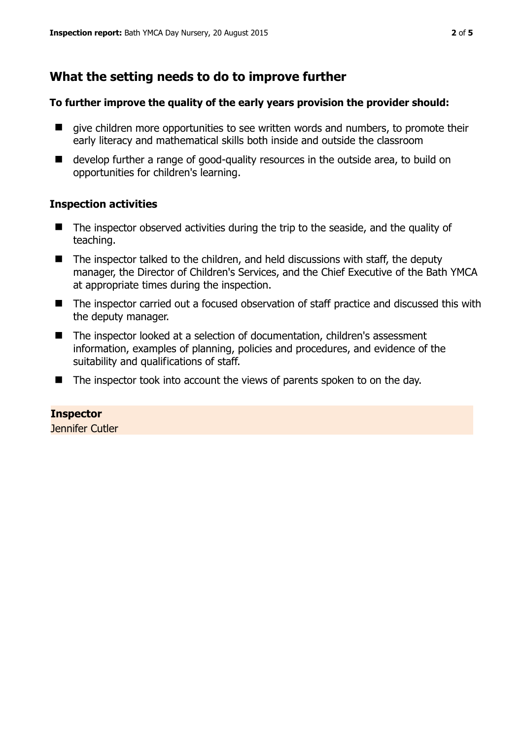## What the setting needs to do to improve further

**To further improve the quality of the early years provision the provider should:**

- give children more opportunities to see written words and numbers, to promote their early literacy and mathematical skills both inside and outside the classroom
- develop further a range of good-quality resources in the outside area, to build on opportunities for children's learning.

### Inspection activities

- The inspector observed activities during the trip to the seaside, and the quality of teaching.
- The inspector talked to the children, and held discussions with staff, the deputy manager, the Director of Children's Services, and the Chief Executive of the Bath YMCA at appropriate times during the inspection.
- The inspector carried out a focused observation of staff practice and discussed this with the deputy manager.
- The inspector looked at a selection of documentation, children's assessment information, examples of planning, policies and procedures, and evidence of the suitability and qualifications of staff.
- The inspector took into account the views of parents spoken to on the day.

**Inspector**
Jennifer Cutler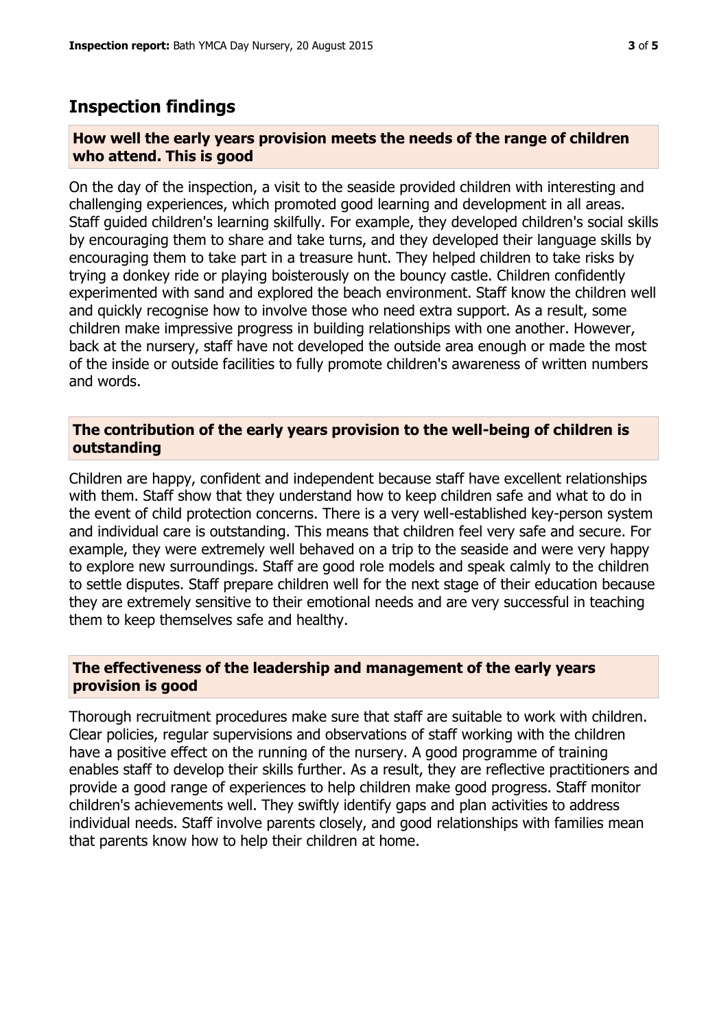## Inspection findings

### How well the early years provision meets the needs of the range of children who attend. This is good

On the day of the inspection, a visit to the seaside provided children with interesting and challenging experiences, which promoted good learning and development in all areas. Staff guided children's learning skilfully. For example, they developed children's social skills by encouraging them to share and take turns, and they developed their language skills by encouraging them to take part in a treasure hunt. They helped children to take risks by trying a donkey ride or playing boisterously on the bouncy castle. Children confidently experimented with sand and explored the beach environment. Staff know the children well and quickly recognise how to involve those who need extra support. As a result, some children make impressive progress in building relationships with one another. However, back at the nursery, staff have not developed the outside area enough or made the most of the inside or outside facilities to fully promote children's awareness of written numbers and words.

### The contribution of the early years provision to the well-being of children is outstanding

Children are happy, confident and independent because staff have excellent relationships with them. Staff show that they understand how to keep children safe and what to do in the event of child protection concerns. There is a very well-established key-person system and individual care is outstanding. This means that children feel very safe and secure. For example, they were extremely well behaved on a trip to the seaside and were very happy to explore new surroundings. Staff are good role models and speak calmly to the children to settle disputes. Staff prepare children well for the next stage of their education because they are extremely sensitive to their emotional needs and are very successful in teaching them to keep themselves safe and healthy.

### The effectiveness of the leadership and management of the early years provision is good

Thorough recruitment procedures make sure that staff are suitable to work with children. Clear policies, regular supervisions and observations of staff working with the children have a positive effect on the running of the nursery. A good programme of training enables staff to develop their skills further. As a result, they are reflective practitioners and provide a good range of experiences to help children make good progress. Staff monitor children's achievements well. They swiftly identify gaps and plan activities to address individual needs. Staff involve parents closely, and good relationships with families mean that parents know how to help their children at home.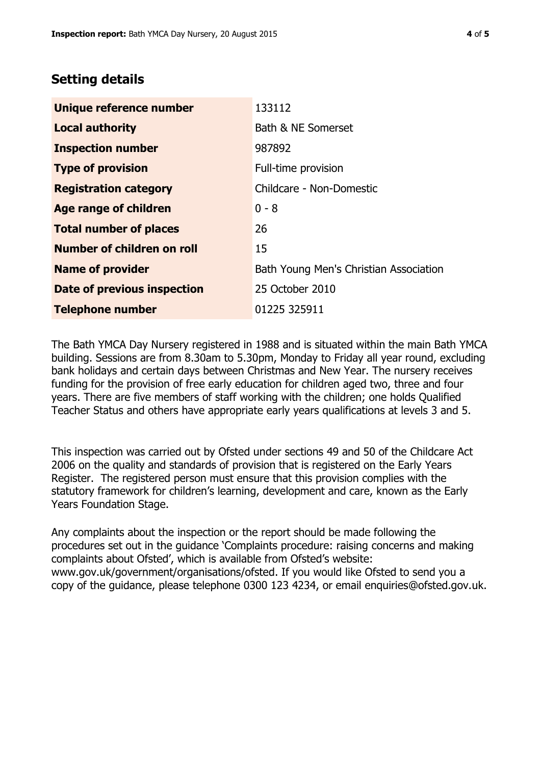## Setting details

| | |
|---|---|
| **Unique reference number** | 133112 |
| **Local authority** | Bath & NE Somerset |
| **Inspection number** | 987892 |
| **Type of provision** | Full-time provision |
| **Registration category** | Childcare - Non-Domestic |
| **Age range of children** | 0 - 8 |
| **Total number of places** | 26 |
| **Number of children on roll** | 15 |
| **Name of provider** | Bath Young Men's Christian Association |
| **Date of previous inspection** | 25 October 2010 |
| **Telephone number** | 01225 325911 |

The Bath YMCA Day Nursery registered in 1988 and is situated within the main Bath YMCA building. Sessions are from 8.30am to 5.30pm, Monday to Friday all year round, excluding bank holidays and certain days between Christmas and New Year. The nursery receives funding for the provision of free early education for children aged two, three and four years. There are five members of staff working with the children; one holds Qualified Teacher Status and others have appropriate early years qualifications at levels 3 and 5.

This inspection was carried out by Ofsted under sections 49 and 50 of the Childcare Act 2006 on the quality and standards of provision that is registered on the Early Years Register. The registered person must ensure that this provision complies with the statutory framework for children's learning, development and care, known as the Early Years Foundation Stage.

Any complaints about the inspection or the report should be made following the procedures set out in the guidance 'Complaints procedure: raising concerns and making complaints about Ofsted', which is available from Ofsted's website: www.gov.uk/government/organisations/ofsted. If you would like Ofsted to send you a copy of the guidance, please telephone 0300 123 4234, or email enquiries@ofsted.gov.uk.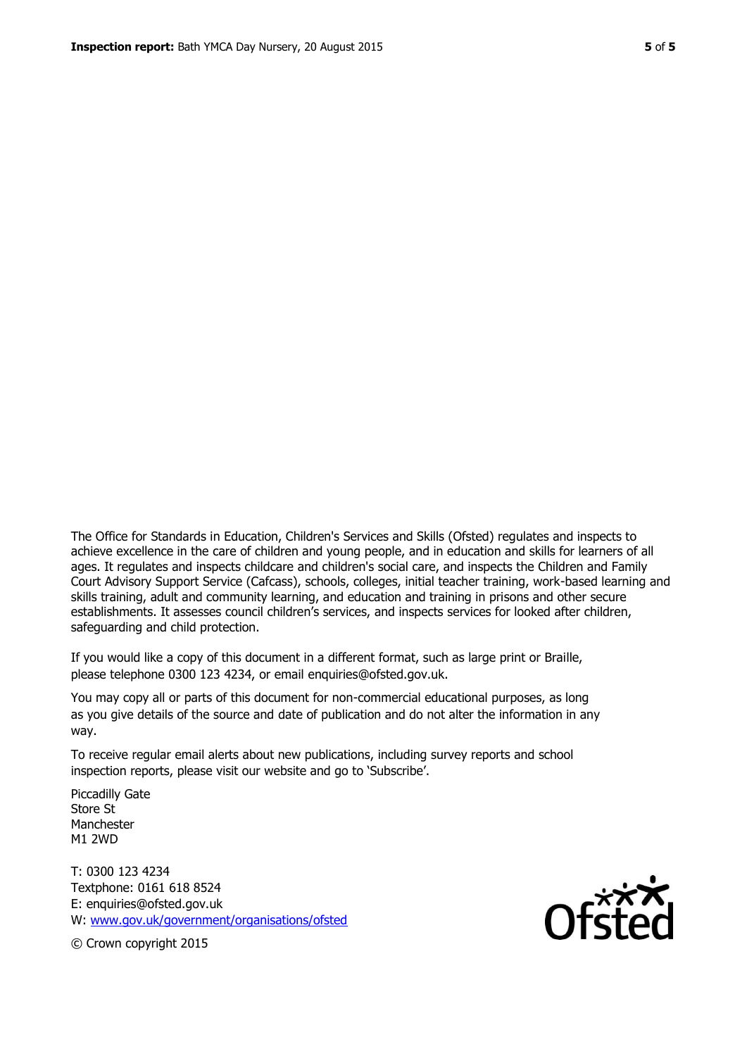The Office for Standards in Education, Children's Services and Skills (Ofsted) regulates and inspects to achieve excellence in the care of children and young people, and in education and skills for learners of all ages. It regulates and inspects childcare and children's social care, and inspects the Children and Family Court Advisory Support Service (Cafcass), schools, colleges, initial teacher training, work-based learning and skills training, adult and community learning, and education and training in prisons and other secure establishments. It assesses council children's services, and inspects services for looked after children, safeguarding and child protection.

If you would like a copy of this document in a different format, such as large print or Braille, please telephone 0300 123 4234, or email enquiries@ofsted.gov.uk.

You may copy all or parts of this document for non-commercial educational purposes, as long as you give details of the source and date of publication and do not alter the information in any way.

To receive regular email alerts about new publications, including survey reports and school inspection reports, please visit our website and go to 'Subscribe'.

Piccadilly Gate
Store St
Manchester
M1 2WD

T: 0300 123 4234
Textphone: 0161 618 8524
E: enquiries@ofsted.gov.uk
W: [www.gov.uk/government/organisations/ofsted](http://www.gov.uk/government/organisations/ofsted)

© Crown copyright 2015